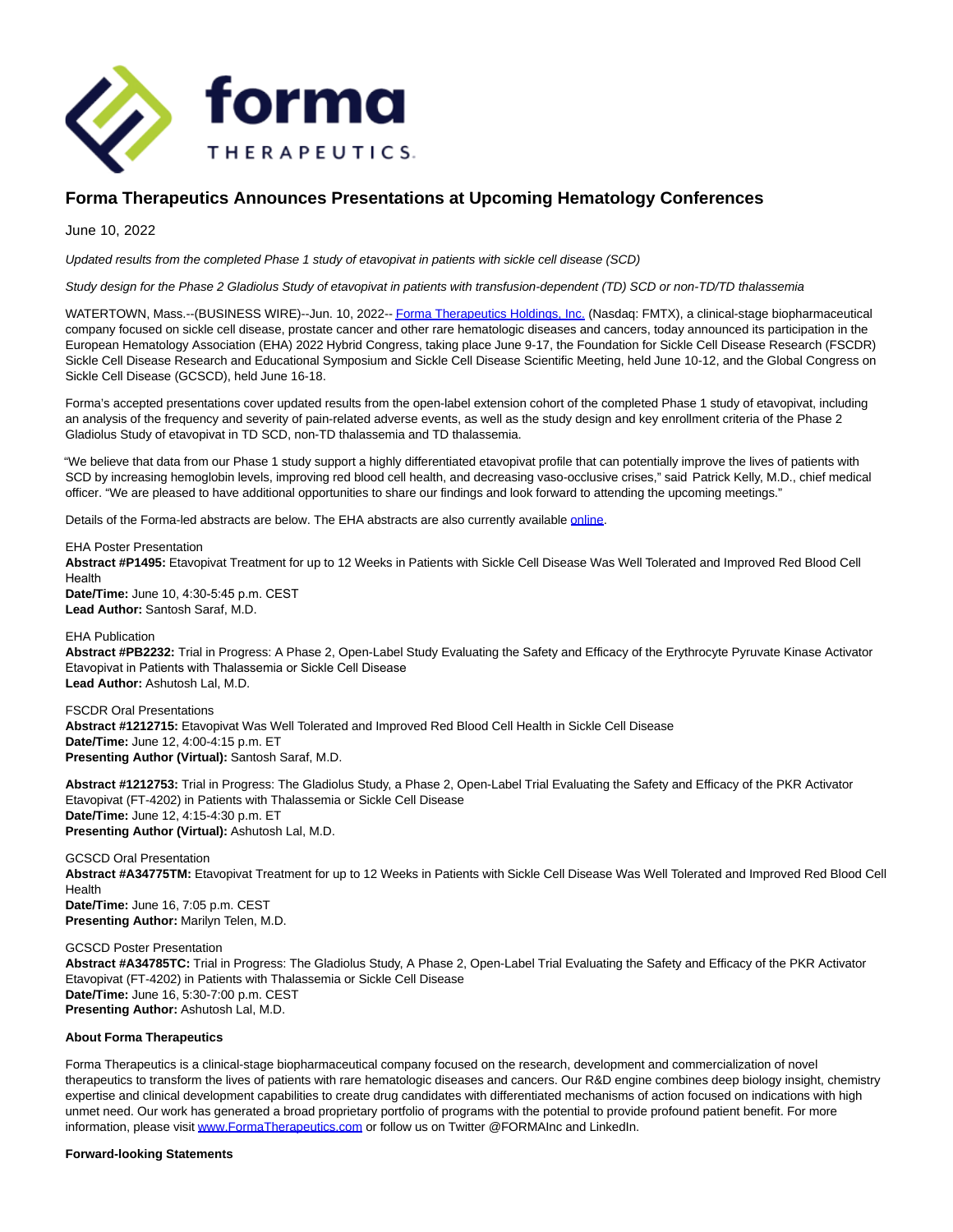# Forma Therapeutics Announces Presentations at Upcoming Hematology Conferences

June 10, 2022

*Updated results from the completed Phase 1 study of etavopivat in patients with sickle cell disease (SCD)*

*Study design for the Phase 2 Gladiolus Study of etavopivat in patients with transfusion-dependent (TD) SCD or non-TD/TD thalassemia*

WATERTOWN, Mass.--(BUSINESS WIRE)--Jun. 10, 2022-- Forma Therapeutics Holdings, Inc. (Nasdaq: FMTX), a clinical-stage biopharmaceutical company focused on sickle cell disease, prostate cancer and other rare hematologic diseases and cancers, today announced its participation in the European Hematology Association (EHA) 2022 Hybrid Congress, taking place June 9-17, the Foundation for Sickle Cell Disease Research (FSCDR) Sickle Cell Disease Research and Educational Symposium and Sickle Cell Disease Scientific Meeting, held June 10-12, and the Global Congress on Sickle Cell Disease (GCSCD), held June 16-18.

Forma's accepted presentations cover updated results from the open-label extension cohort of the completed Phase 1 study of etavopivat, including an analysis of the frequency and severity of pain-related adverse events, as well as the study design and key enrollment criteria of the Phase 2 Gladiolus Study of etavopivat in TD SCD, non-TD thalassemia and TD thalassemia.

"We believe that data from our Phase 1 study support a highly differentiated etavopivat profile that can potentially improve the lives of patients with SCD by increasing hemoglobin levels, improving red blood cell health, and decreasing vaso-occlusive crises," said Patrick Kelly, M.D., chief medical officer. "We are pleased to have additional opportunities to share our findings and look forward to attending the upcoming meetings."

Details of the Forma-led abstracts are below. The EHA abstracts are also currently available online.

EHA Poster Presentation
**Abstract #P1495:** Etavopivat Treatment for up to 12 Weeks in Patients with Sickle Cell Disease Was Well Tolerated and Improved Red Blood Cell Health
**Date/Time:** June 10, 4:30-5:45 p.m. CEST
**Lead Author:** Santosh Saraf, M.D.

EHA Publication
**Abstract #PB2232:** Trial in Progress: A Phase 2, Open-Label Study Evaluating the Safety and Efficacy of the Erythrocyte Pyruvate Kinase Activator Etavopivat in Patients with Thalassemia or Sickle Cell Disease
**Lead Author:** Ashutosh Lal, M.D.

FSCDR Oral Presentations
**Abstract #1212715:** Etavopivat Was Well Tolerated and Improved Red Blood Cell Health in Sickle Cell Disease
**Date/Time:** June 12, 4:00-4:15 p.m. ET
**Presenting Author (Virtual):** Santosh Saraf, M.D.

**Abstract #1212753:** Trial in Progress: The Gladiolus Study, a Phase 2, Open-Label Trial Evaluating the Safety and Efficacy of the PKR Activator Etavopivat (FT-4202) in Patients with Thalassemia or Sickle Cell Disease
**Date/Time:** June 12, 4:15-4:30 p.m. ET
**Presenting Author (Virtual):** Ashutosh Lal, M.D.

GCSCD Oral Presentation
**Abstract #A34775TM:** Etavopivat Treatment for up to 12 Weeks in Patients with Sickle Cell Disease Was Well Tolerated and Improved Red Blood Cell Health
**Date/Time:** June 16, 7:05 p.m. CEST
**Presenting Author:** Marilyn Telen, M.D.

GCSCD Poster Presentation
**Abstract #A34785TC:** Trial in Progress: The Gladiolus Study, A Phase 2, Open-Label Trial Evaluating the Safety and Efficacy of the PKR Activator Etavopivat (FT-4202) in Patients with Thalassemia or Sickle Cell Disease
**Date/Time:** June 16, 5:30-7:00 p.m. CEST
**Presenting Author:** Ashutosh Lal, M.D.

**About Forma Therapeutics**

Forma Therapeutics is a clinical-stage biopharmaceutical company focused on the research, development and commercialization of novel therapeutics to transform the lives of patients with rare hematologic diseases and cancers. Our R&D engine combines deep biology insight, chemistry expertise and clinical development capabilities to create drug candidates with differentiated mechanisms of action focused on indications with high unmet need. Our work has generated a broad proprietary portfolio of programs with the potential to provide profound patient benefit. For more information, please visit www.FormaTherapeutics.com or follow us on Twitter @FORMAInc and LinkedIn.

**Forward-looking Statements**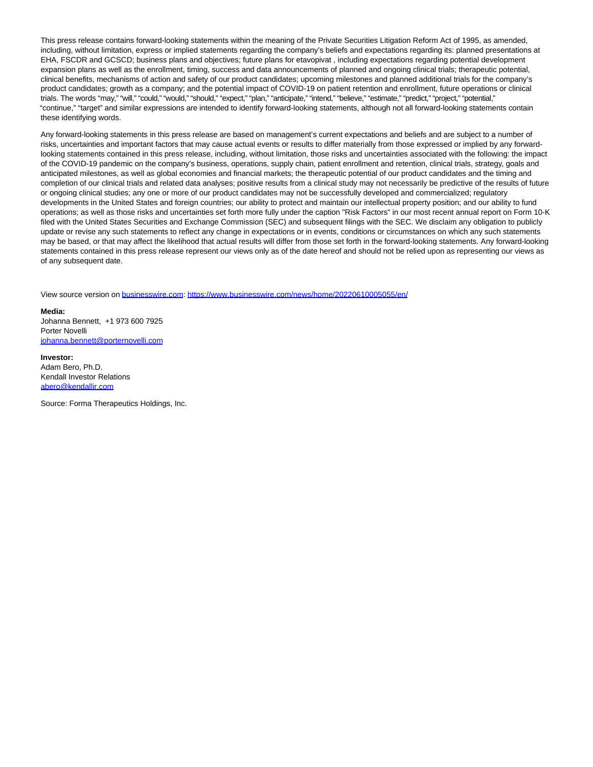This press release contains forward-looking statements within the meaning of the Private Securities Litigation Reform Act of 1995, as amended, including, without limitation, express or implied statements regarding the company's beliefs and expectations regarding its: planned presentations at EHA, FSCDR and GCSCD; business plans and objectives; future plans for etavopivat , including expectations regarding potential development expansion plans as well as the enrollment, timing, success and data announcements of planned and ongoing clinical trials; therapeutic potential, clinical benefits, mechanisms of action and safety of our product candidates; upcoming milestones and planned additional trials for the company's product candidates; growth as a company; and the potential impact of COVID-19 on patient retention and enrollment, future operations or clinical trials. The words "may," "will," "could," "would," "should," "expect," "plan," "anticipate," "intend," "believe," "estimate," "predict," "project," "potential," "continue," "target" and similar expressions are intended to identify forward-looking statements, although not all forward-looking statements contain these identifying words.

Any forward-looking statements in this press release are based on management's current expectations and beliefs and are subject to a number of risks, uncertainties and important factors that may cause actual events or results to differ materially from those expressed or implied by any forward-looking statements contained in this press release, including, without limitation, those risks and uncertainties associated with the following: the impact of the COVID-19 pandemic on the company's business, operations, supply chain, patient enrollment and retention, clinical trials, strategy, goals and anticipated milestones, as well as global economies and financial markets; the therapeutic potential of our product candidates and the timing and completion of our clinical trials and related data analyses; positive results from a clinical study may not necessarily be predictive of the results of future or ongoing clinical studies; any one or more of our product candidates may not be successfully developed and commercialized; regulatory developments in the United States and foreign countries; our ability to protect and maintain our intellectual property position; and our ability to fund operations; as well as those risks and uncertainties set forth more fully under the caption "Risk Factors" in our most recent annual report on Form 10-K filed with the United States Securities and Exchange Commission (SEC) and subsequent filings with the SEC. We disclaim any obligation to publicly update or revise any such statements to reflect any change in expectations or in events, conditions or circumstances on which any such statements may be based, or that may affect the likelihood that actual results will differ from those set forth in the forward-looking statements. Any forward-looking statements contained in this press release represent our views only as of the date hereof and should not be relied upon as representing our views as of any subsequent date.

View source version on businesswire.com: https://www.businesswire.com/news/home/20220610005055/en/

**Media:**
Johanna Bennett, +1 973 600 7925
Porter Novelli
johanna.bennett@porternovelli.com

**Investor:**
Adam Bero, Ph.D.
Kendall Investor Relations
abero@kendallir.com

Source: Forma Therapeutics Holdings, Inc.